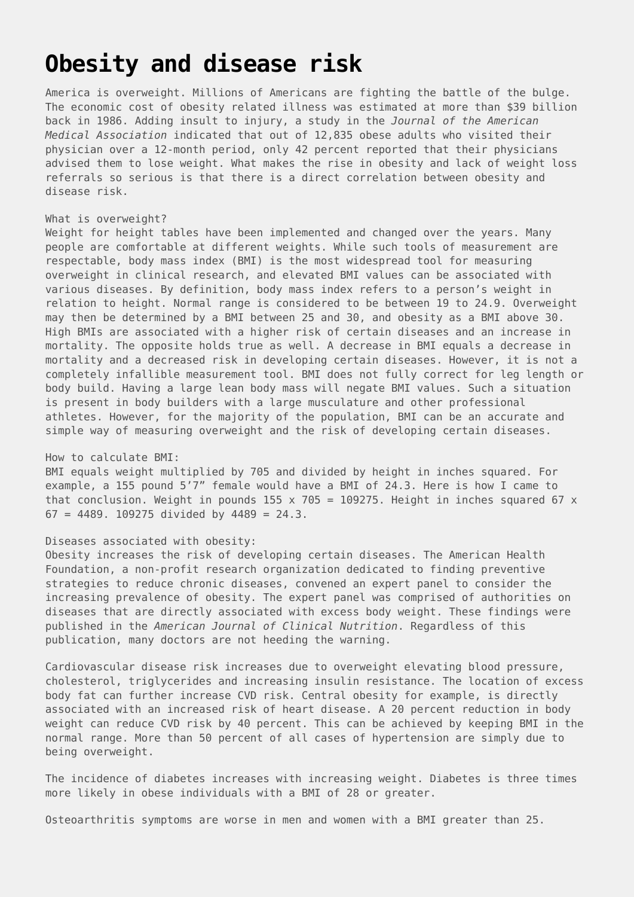# Obesity and disease risk

America is overweight. Millions of Americans are fighting the battle of the bulge. The economic cost of obesity related illness was estimated at more than $39 billion back in 1986. Adding insult to injury, a study in the *Journal of the American Medical Association* indicated that out of 12,835 obese adults who visited their physician over a 12-month period, only 42 percent reported that their physicians advised them to lose weight. What makes the rise in obesity and lack of weight loss referrals so serious is that there is a direct correlation between obesity and disease risk.

What is overweight?
Weight for height tables have been implemented and changed over the years. Many people are comfortable at different weights. While such tools of measurement are respectable, body mass index (BMI) is the most widespread tool for measuring overweight in clinical research, and elevated BMI values can be associated with various diseases. By definition, body mass index refers to a person's weight in relation to height. Normal range is considered to be between 19 to 24.9. Overweight may then be determined by a BMI between 25 and 30, and obesity as a BMI above 30. High BMIs are associated with a higher risk of certain diseases and an increase in mortality. The opposite holds true as well. A decrease in BMI equals a decrease in mortality and a decreased risk in developing certain diseases. However, it is not a completely infallible measurement tool. BMI does not fully correct for leg length or body build. Having a large lean body mass will negate BMI values. Such a situation is present in body builders with a large musculature and other professional athletes. However, for the majority of the population, BMI can be an accurate and simple way of measuring overweight and the risk of developing certain diseases.

How to calculate BMI:
BMI equals weight multiplied by 705 and divided by height in inches squared. For example, a 155 pound 5'7" female would have a BMI of 24.3. Here is how I came to that conclusion. Weight in pounds 155 x 705 = 109275. Height in inches squared 67 x 67 = 4489. 109275 divided by 4489 = 24.3.

Diseases associated with obesity:
Obesity increases the risk of developing certain diseases. The American Health Foundation, a non-profit research organization dedicated to finding preventive strategies to reduce chronic diseases, convened an expert panel to consider the increasing prevalence of obesity. The expert panel was comprised of authorities on diseases that are directly associated with excess body weight. These findings were published in the *American Journal of Clinical Nutrition*. Regardless of this publication, many doctors are not heeding the warning.

Cardiovascular disease risk increases due to overweight elevating blood pressure, cholesterol, triglycerides and increasing insulin resistance. The location of excess body fat can further increase CVD risk. Central obesity for example, is directly associated with an increased risk of heart disease. A 20 percent reduction in body weight can reduce CVD risk by 40 percent. This can be achieved by keeping BMI in the normal range. More than 50 percent of all cases of hypertension are simply due to being overweight.

The incidence of diabetes increases with increasing weight. Diabetes is three times more likely in obese individuals with a BMI of 28 or greater.

Osteoarthritis symptoms are worse in men and women with a BMI greater than 25.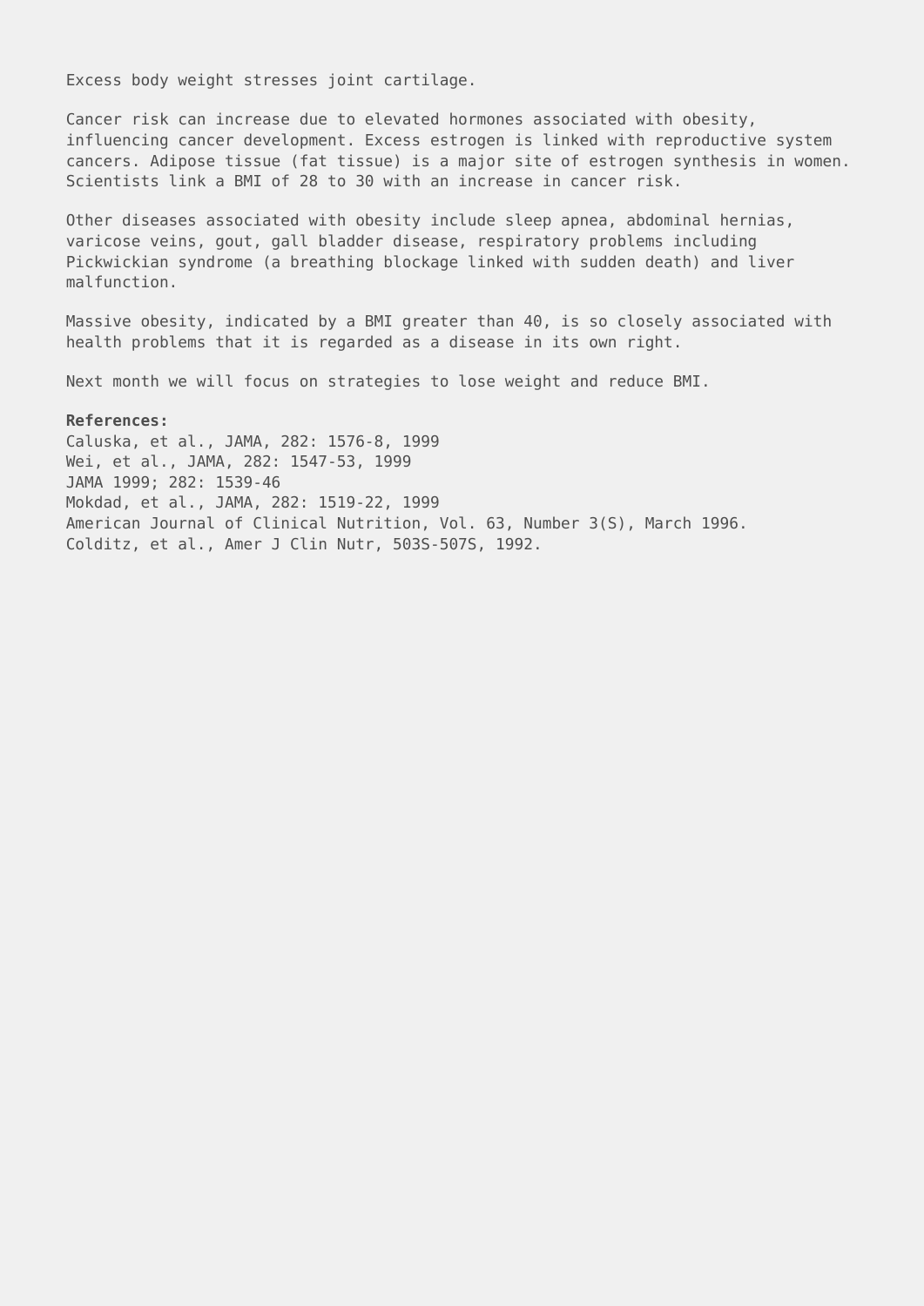Excess body weight stresses joint cartilage.

Cancer risk can increase due to elevated hormones associated with obesity, influencing cancer development. Excess estrogen is linked with reproductive system cancers. Adipose tissue (fat tissue) is a major site of estrogen synthesis in women. Scientists link a BMI of 28 to 30 with an increase in cancer risk.

Other diseases associated with obesity include sleep apnea, abdominal hernias, varicose veins, gout, gall bladder disease, respiratory problems including Pickwickian syndrome (a breathing blockage linked with sudden death) and liver malfunction.

Massive obesity, indicated by a BMI greater than 40, is so closely associated with health problems that it is regarded as a disease in its own right.

Next month we will focus on strategies to lose weight and reduce BMI.

**References:**
Caluska, et al., JAMA, 282: 1576-8, 1999
Wei, et al., JAMA, 282: 1547-53, 1999
JAMA 1999; 282: 1539-46
Mokdad, et al., JAMA, 282: 1519-22, 1999
American Journal of Clinical Nutrition, Vol. 63, Number 3(S), March 1996.
Colditz, et al., Amer J Clin Nutr, 503S-507S, 1992.